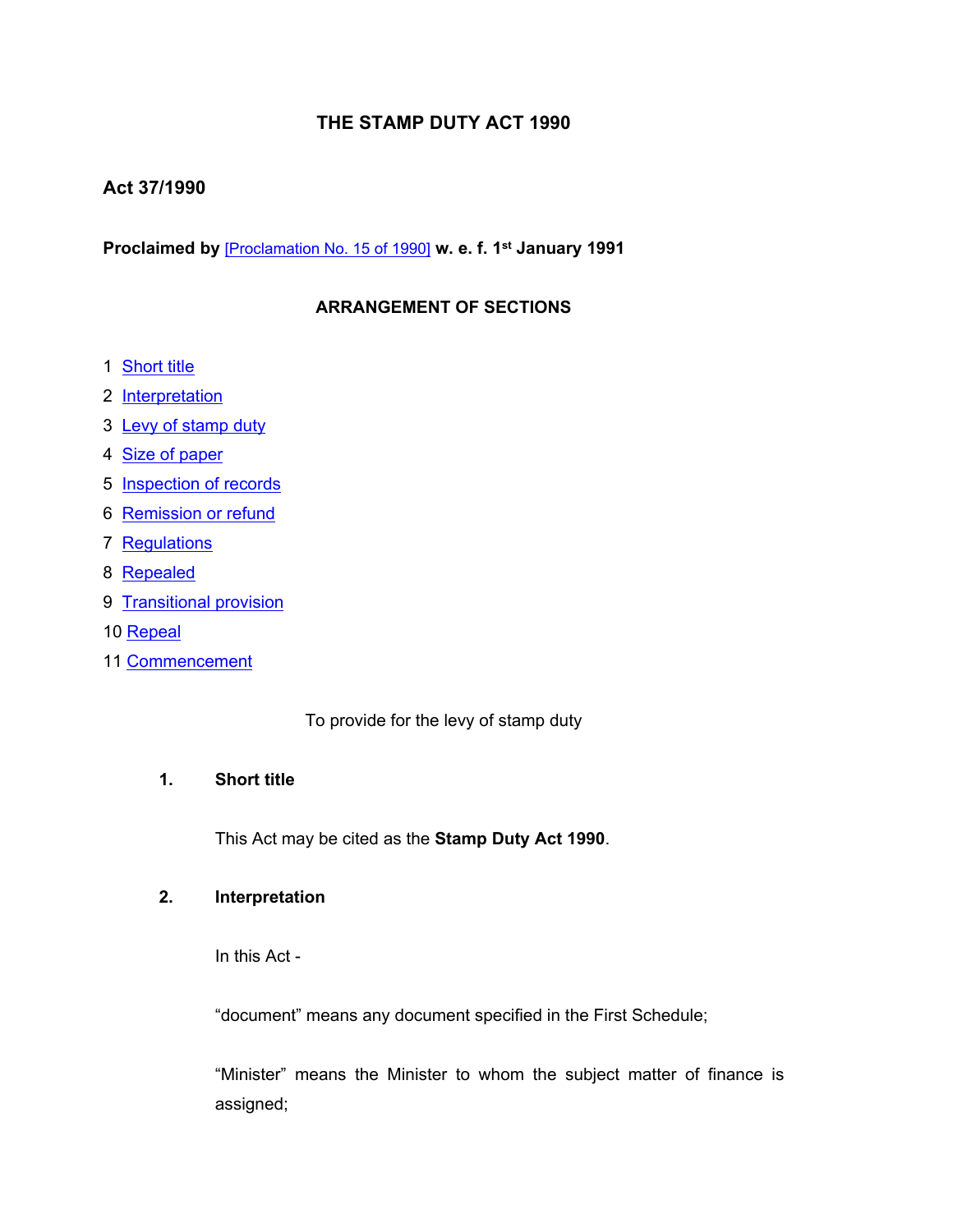# THE STAMP DUTY ACT 1990

**Act 37/1990**

**Proclaimed by** [Proclamation No. 15 of 1990] **w. e. f. 1st January 1991**

## ARRANGEMENT OF SECTIONS

1 Short title
2 Interpretation
3 Levy of stamp duty
4 Size of paper
5 Inspection of records
6 Remission or refund
7 Regulations
8 Repealed
9 Transitional provision
10 Repeal
11 Commencement

To provide for the levy of stamp duty

### 1. Short title

This Act may be cited as the **Stamp Duty Act 1990**.

### 2. Interpretation

In this Act -

"document" means any document specified in the First Schedule;

"Minister" means the Minister to whom the subject matter of finance is assigned;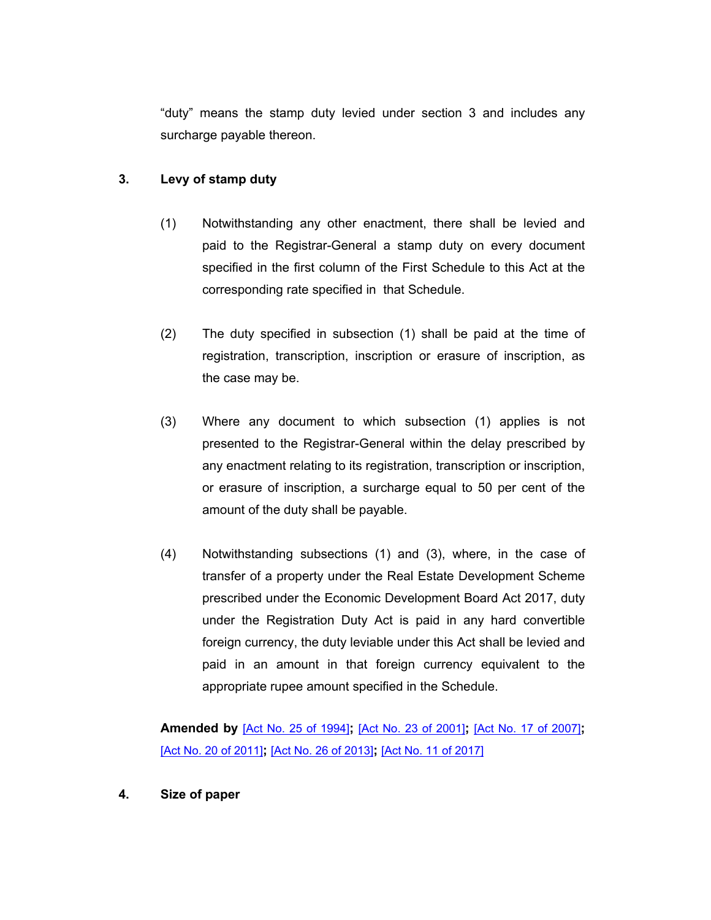"duty" means the stamp duty levied under section 3 and includes any surcharge payable thereon.

## 3. Levy of stamp duty

(1) Notwithstanding any other enactment, there shall be levied and paid to the Registrar-General a stamp duty on every document specified in the first column of the First Schedule to this Act at the corresponding rate specified in that Schedule.

(2) The duty specified in subsection (1) shall be paid at the time of registration, transcription, inscription or erasure of inscription, as the case may be.

(3) Where any document to which subsection (1) applies is not presented to the Registrar-General within the delay prescribed by any enactment relating to its registration, transcription or inscription, or erasure of inscription, a surcharge equal to 50 per cent of the amount of the duty shall be payable.

(4) Notwithstanding subsections (1) and (3), where, in the case of transfer of a property under the Real Estate Development Scheme prescribed under the Economic Development Board Act 2017, duty under the Registration Duty Act is paid in any hard convertible foreign currency, the duty leviable under this Act shall be levied and paid in an amount in that foreign currency equivalent to the appropriate rupee amount specified in the Schedule.

**Amended by** [Act No. 25 of 1994]**;** [Act No. 23 of 2001]**;** [Act No. 17 of 2007]**;** [Act No. 20 of 2011]**;** [Act No. 26 of 2013]**;** [Act No. 11 of 2017]

## 4. Size of paper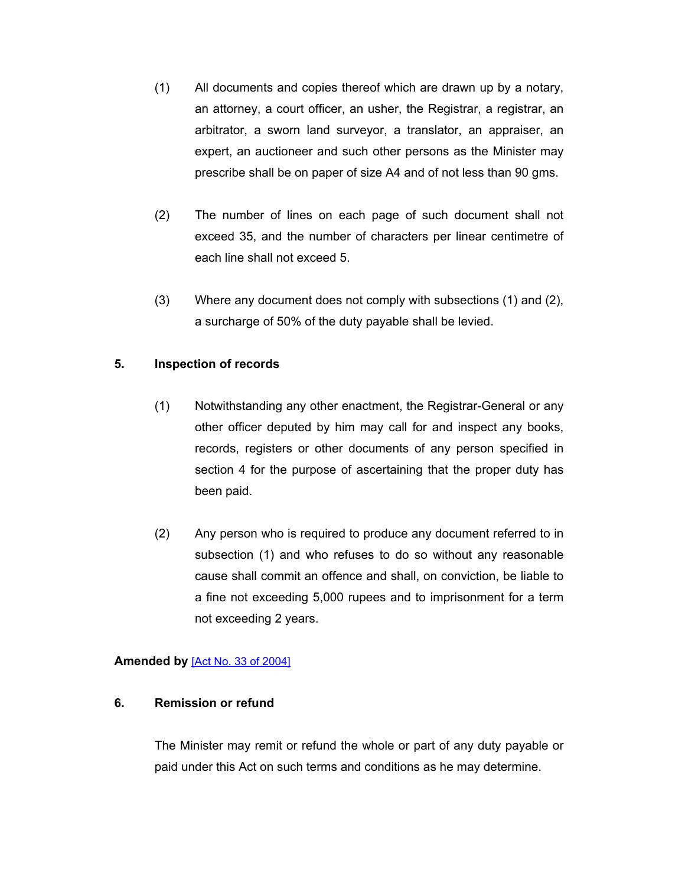(1) All documents and copies thereof which are drawn up by a notary, an attorney, a court officer, an usher, the Registrar, a registrar, an arbitrator, a sworn land surveyor, a translator, an appraiser, an expert, an auctioneer and such other persons as the Minister may prescribe shall be on paper of size A4 and of not less than 90 gms.

(2) The number of lines on each page of such document shall not exceed 35, and the number of characters per linear centimetre of each line shall not exceed 5.

(3) Where any document does not comply with subsections (1) and (2), a surcharge of 50% of the duty payable shall be levied.

## 5. Inspection of records

(1) Notwithstanding any other enactment, the Registrar-General or any other officer deputed by him may call for and inspect any books, records, registers or other documents of any person specified in section 4 for the purpose of ascertaining that the proper duty has been paid.

(2) Any person who is required to produce any document referred to in subsection (1) and who refuses to do so without any reasonable cause shall commit an offence and shall, on conviction, be liable to a fine not exceeding 5,000 rupees and to imprisonment for a term not exceeding 2 years.

**Amended by** [Act No. 33 of 2004]

## 6. Remission or refund

The Minister may remit or refund the whole or part of any duty payable or paid under this Act on such terms and conditions as he may determine.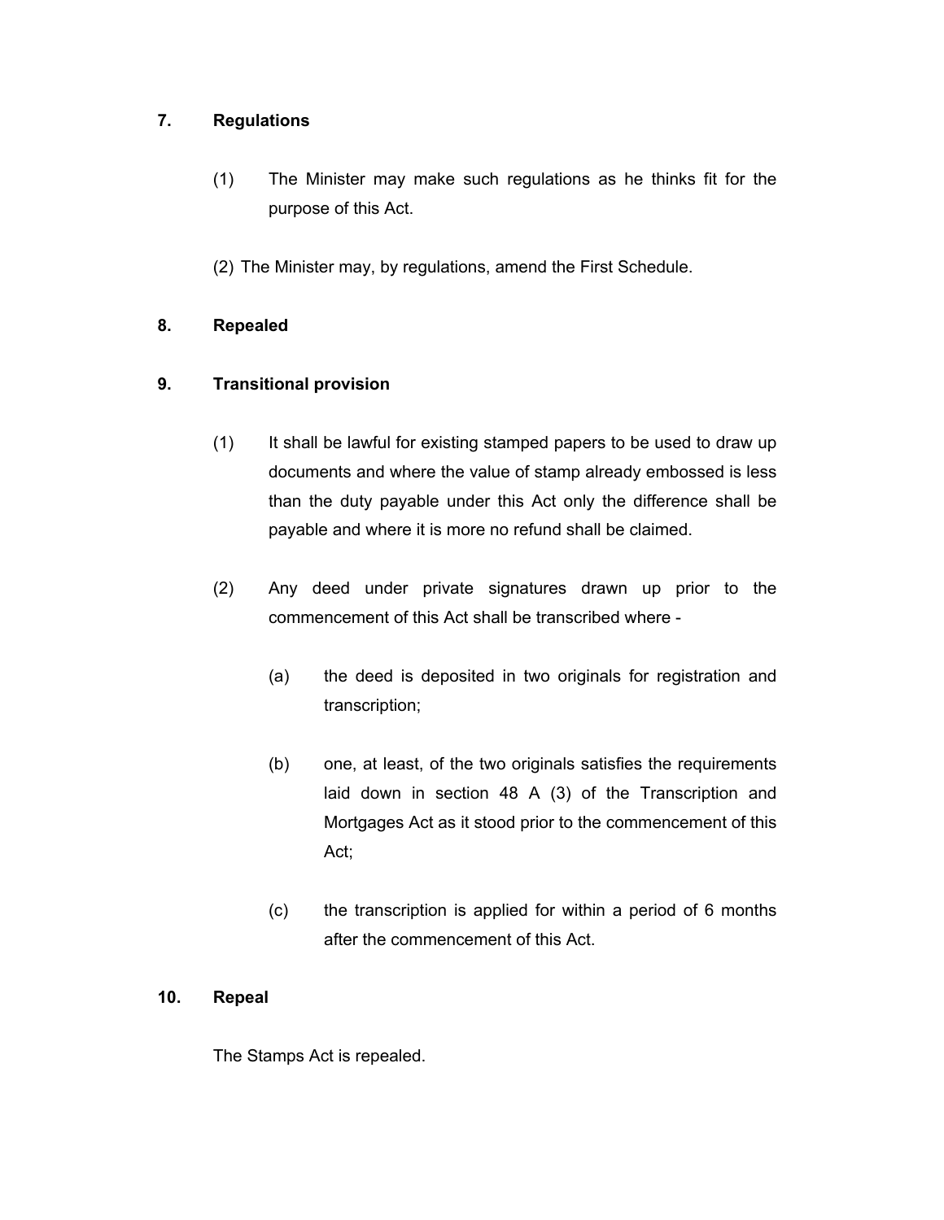**7. Regulations**

(1) The Minister may make such regulations as he thinks fit for the purpose of this Act.

(2) The Minister may, by regulations, amend the First Schedule.

**8. Repealed**

**9. Transitional provision**

(1) It shall be lawful for existing stamped papers to be used to draw up documents and where the value of stamp already embossed is less than the duty payable under this Act only the difference shall be payable and where it is more no refund shall be claimed.

(2) Any deed under private signatures drawn up prior to the commencement of this Act shall be transcribed where -

(a) the deed is deposited in two originals for registration and transcription;

(b) one, at least, of the two originals satisfies the requirements laid down in section 48 A (3) of the Transcription and Mortgages Act as it stood prior to the commencement of this Act;

(c) the transcription is applied for within a period of 6 months after the commencement of this Act.

**10. Repeal**

The Stamps Act is repealed.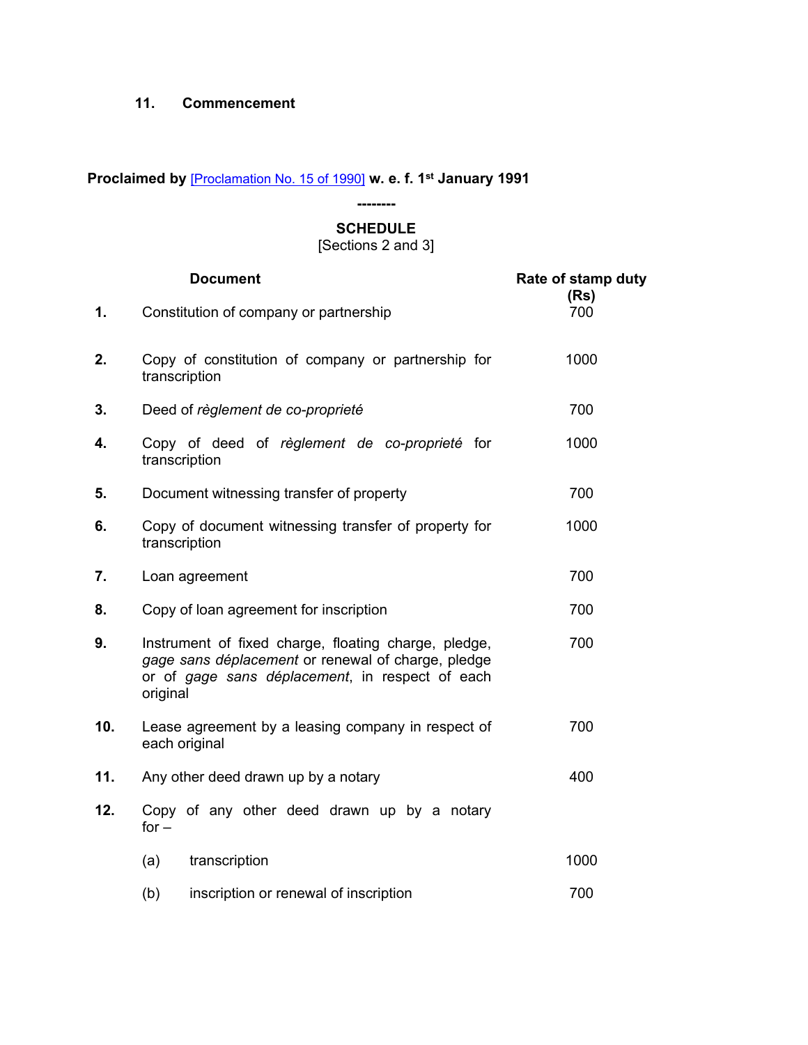**11. Commencement**

**Proclaimed by** [Proclamation No. 15 of 1990] **w. e. f. 1st January 1991**

**--------**

**SCHEDULE**

[Sections 2 and 3]

| | **Document** | **Rate of stamp duty (Rs)** |
|---|---|---|
| **1.** | Constitution of company or partnership | 700 |
| **2.** | Copy of constitution of company or partnership for transcription | 1000 |
| **3.** | Deed of *règlement de co-proprieté* | 700 |
| **4.** | Copy of deed of *règlement de co-proprieté* for transcription | 1000 |
| **5.** | Document witnessing transfer of property | 700 |
| **6.** | Copy of document witnessing transfer of property for transcription | 1000 |
| **7.** | Loan agreement | 700 |
| **8.** | Copy of loan agreement for inscription | 700 |
| **9.** | Instrument of fixed charge, floating charge, pledge, *gage sans déplacement* or renewal of charge, pledge or of *gage sans déplacement*, in respect of each original | 700 |
| **10.** | Lease agreement by a leasing company in respect of each original | 700 |
| **11.** | Any other deed drawn up by a notary | 400 |
| **12.** | Copy of any other deed drawn up by a notary for – | |
| | (a) transcription | 1000 |
| | (b) inscription or renewal of inscription | 700 |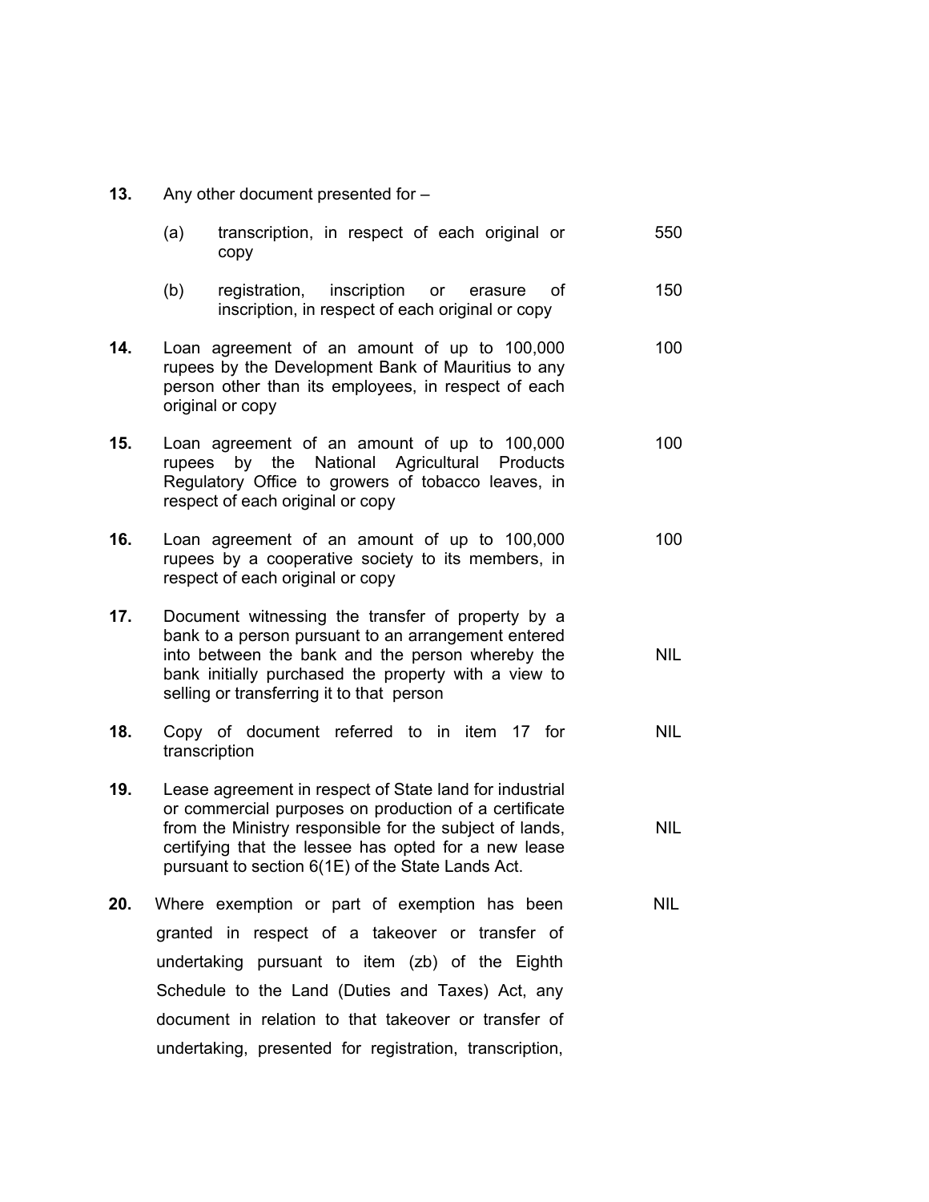| | | |
|---|---|---|
| **13.** | Any other document presented for – | |
| | (a) transcription, in respect of each original or copy | 550 |
| | (b) registration, inscription or erasure of inscription, in respect of each original or copy | 150 |
| **14.** | Loan agreement of an amount of up to 100,000 rupees by the Development Bank of Mauritius to any person other than its employees, in respect of each original or copy | 100 |
| **15.** | Loan agreement of an amount of up to 100,000 rupees by the National Agricultural Products Regulatory Office to growers of tobacco leaves, in respect of each original or copy | 100 |
| **16.** | Loan agreement of an amount of up to 100,000 rupees by a cooperative society to its members, in respect of each original or copy | 100 |
| **17.** | Document witnessing the transfer of property by a bank to a person pursuant to an arrangement entered into between the bank and the person whereby the bank initially purchased the property with a view to selling or transferring it to that person | NIL |
| **18.** | Copy of document referred to in item 17 for transcription | NIL |
| **19.** | Lease agreement in respect of State land for industrial or commercial purposes on production of a certificate from the Ministry responsible for the subject of lands, certifying that the lessee has opted for a new lease pursuant to section 6(1E) of the State Lands Act. | NIL |
| **20.** | Where exemption or part of exemption has been granted in respect of a takeover or transfer of undertaking pursuant to item (zb) of the Eighth Schedule to the Land (Duties and Taxes) Act, any document in relation to that takeover or transfer of undertaking, presented for registration, transcription, | NIL |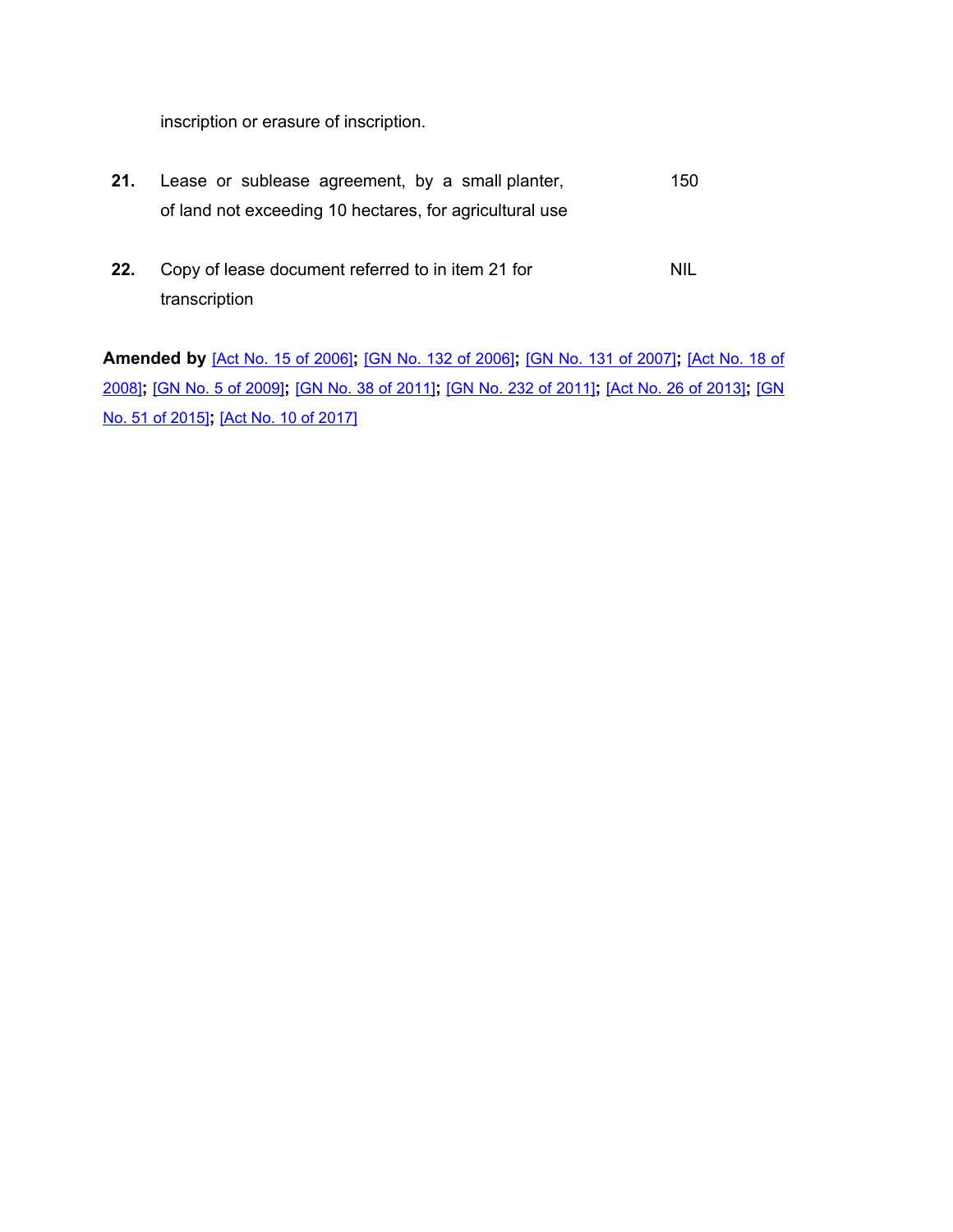| | | |
|---|---|---|
| | inscription or erasure of inscription. | |
| **21.** | Lease or sublease agreement, by a small planter, of land not exceeding 10 hectares, for agricultural use | 150 |
| **22.** | Copy of lease document referred to in item 21 for transcription | NIL |

**Amended by** [Act No. 15 of 2006]**;** [GN No. 132 of 2006]**;** [GN No. 131 of 2007]**;** [Act No. 18 of 2008]**;** [GN No. 5 of 2009]**;** [GN No. 38 of 2011]**;** [GN No. 232 of 2011]**;** [Act No. 26 of 2013]**;** [GN No. 51 of 2015]**;** [Act No. 10 of 2017]